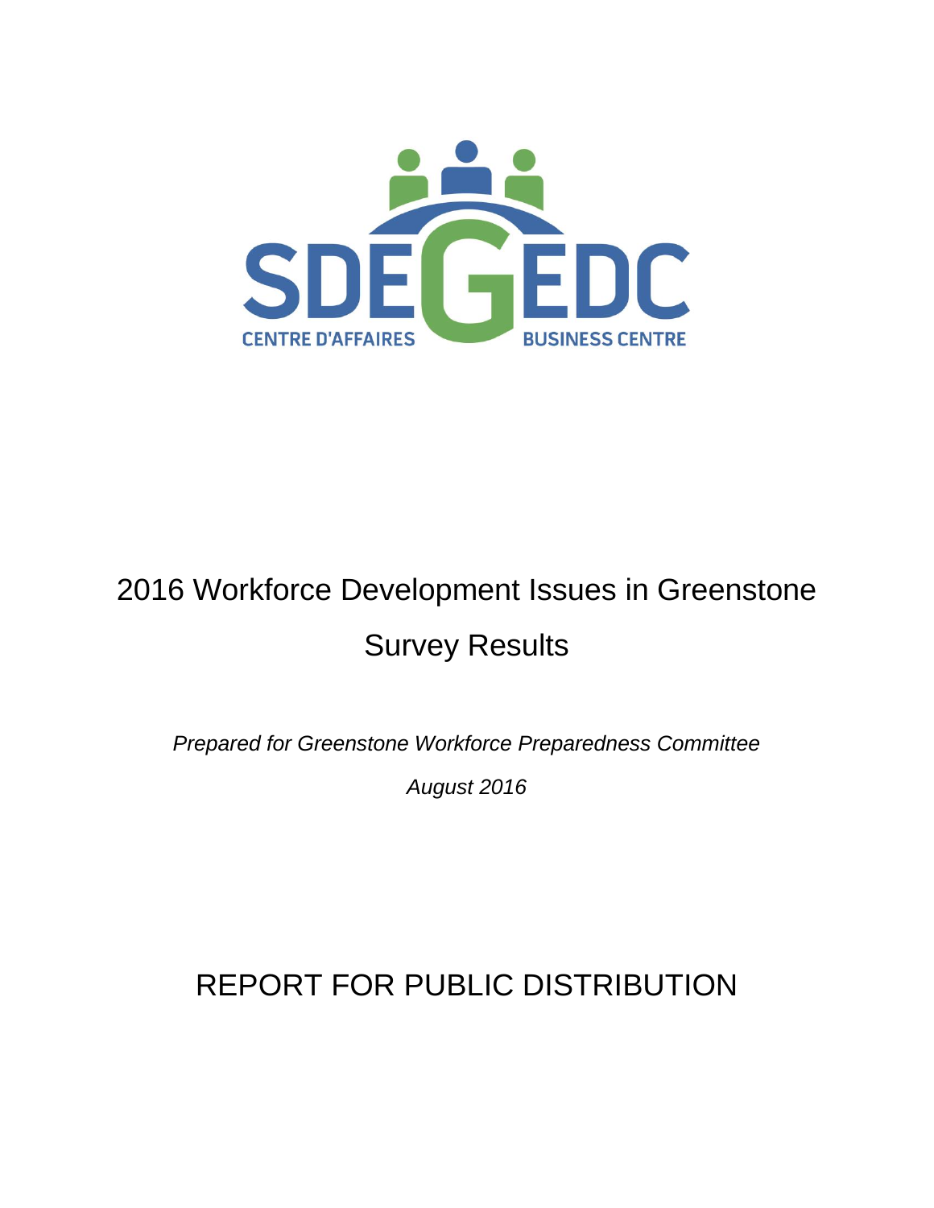SDEGEDC

CENTRE D'AFFAIRES BUSINESS CENTRE

# 2016 Workforce Development Issues in Greenstone

# Survey Results

*Prepared for Greenstone Workforce Preparedness Committee*

*August 2016*

## REPORT FOR PUBLIC DISTRIBUTION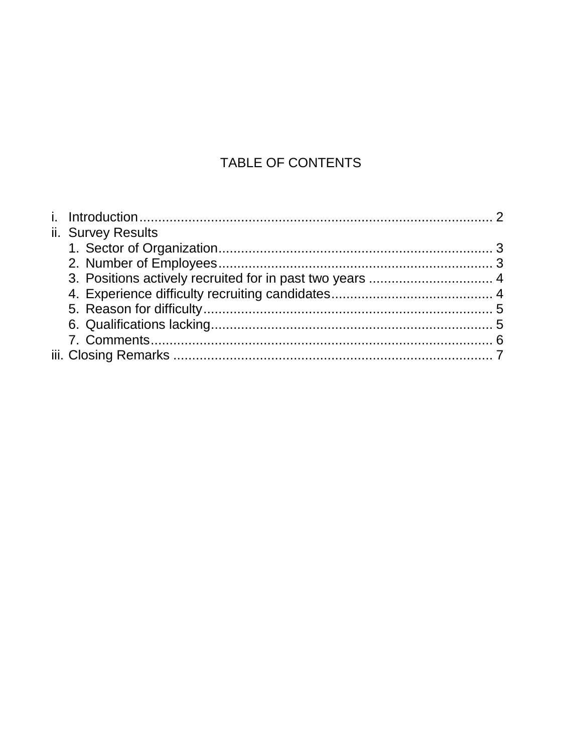# TABLE OF CONTENTS

i. Introduction .................................................................................. 2

ii. Survey Results

1. Sector of Organization ........................................................... 3
2. Number of Employees ............................................................ 3
3. Positions actively recruited for in past two years ................................. 4
4. Experience difficulty recruiting candidates ........................................... 4
5. Reason for difficulty ................................................................ 5
6. Qualifications lacking ............................................................... 5
7. Comments ............................................................................ 6

iii. Closing Remarks .............................................................................. 7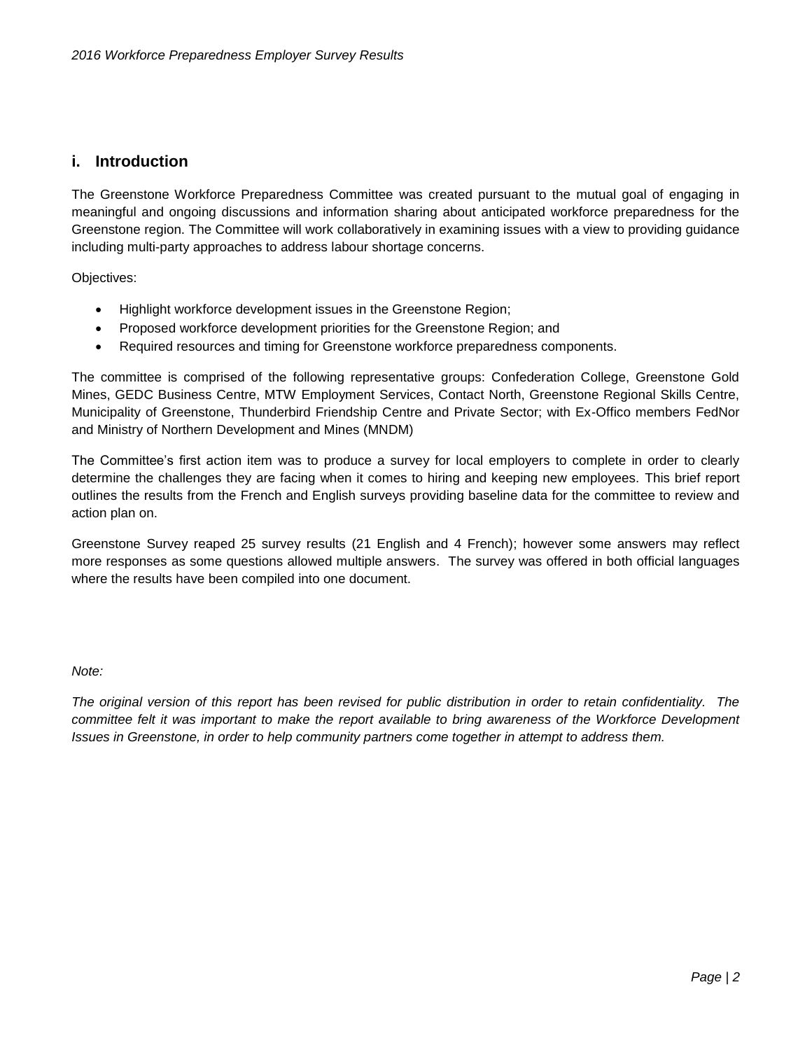## i. Introduction

The Greenstone Workforce Preparedness Committee was created pursuant to the mutual goal of engaging in meaningful and ongoing discussions and information sharing about anticipated workforce preparedness for the Greenstone region. The Committee will work collaboratively in examining issues with a view to providing guidance including multi-party approaches to address labour shortage concerns.

Objectives:

- Highlight workforce development issues in the Greenstone Region;
- Proposed workforce development priorities for the Greenstone Region; and
- Required resources and timing for Greenstone workforce preparedness components.

The committee is comprised of the following representative groups: Confederation College, Greenstone Gold Mines, GEDC Business Centre, MTW Employment Services, Contact North, Greenstone Regional Skills Centre, Municipality of Greenstone, Thunderbird Friendship Centre and Private Sector; with Ex-Offico members FedNor and Ministry of Northern Development and Mines (MNDM)

The Committee's first action item was to produce a survey for local employers to complete in order to clearly determine the challenges they are facing when it comes to hiring and keeping new employees. This brief report outlines the results from the French and English surveys providing baseline data for the committee to review and action plan on.

Greenstone Survey reaped 25 survey results (21 English and 4 French); however some answers may reflect more responses as some questions allowed multiple answers. The survey was offered in both official languages where the results have been compiled into one document.

*Note:*

*The original version of this report has been revised for public distribution in order to retain confidentiality. The committee felt it was important to make the report available to bring awareness of the Workforce Development Issues in Greenstone, in order to help community partners come together in attempt to address them.*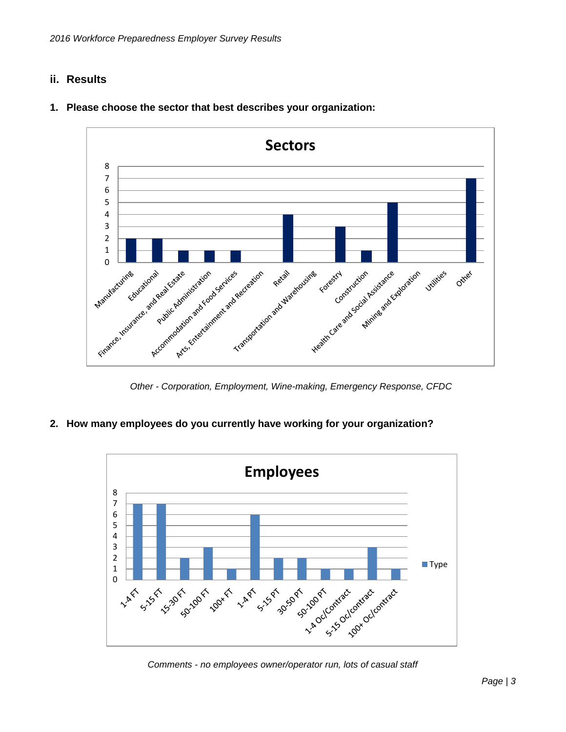## ii. Results

### 1. Please choose the sector that best describes your organization:

Sectors

8
7
6
5
4
3
2
1
0

Manufacturing
Educational
Finance, Insurance, and Real Estate
Public Administration
Accommodation and Food Services
Arts, Entertainment and Recreation
Retail
Transportation and Warehousing
Forestry
Construction
Health Care and Social Assistance
Mining and Exploration
Utilities
Other

*Other - Corporation, Employment, Wine-making, Emergency Response, CFDC*

### 2. How many employees do you currently have working for your organization?

Employees

8
7
6
5
4
3
2
1
0

1-4 FT
5-15 FT
15-30 FT
50-100 FT
100+ FT
1-4 PT
5-15 PT
30-50 PT
50-100 PT
1-4 Oc/Contract
5-15 Oc/contract
100+ Oc/contract

Type

*Comments - no employees owner/operator run, lots of casual staff*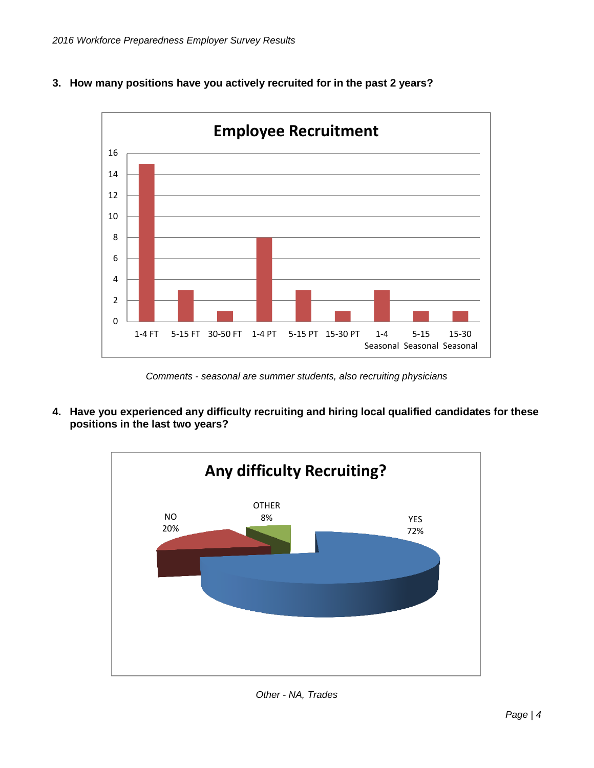**3. How many positions have you actively recruited for in the past 2 years?**

**Employee Recruitment**

| Positions | Count |
|---|---|
| 1-4 FT | 15 |
| 5-15 FT | 3 |
| 30-50 FT | 1 |
| 1-4 PT | 8 |
| 5-15 PT | 3 |
| 15-30 PT | 1 |
| 1-4 Seasonal | 3 |
| 5-15 Seasonal | 1 |
| 15-30 Seasonal | 1 |

*Comments - seasonal are summer students, also recruiting physicians*

**4. Have you experienced any difficulty recruiting and hiring local qualified candidates for these positions in the last two years?**

**Any difficulty Recruiting?**

| Response | Percentage |
|---|---|
| YES | 72% |
| NO | 20% |
| OTHER | 8% |

*Other - NA, Trades*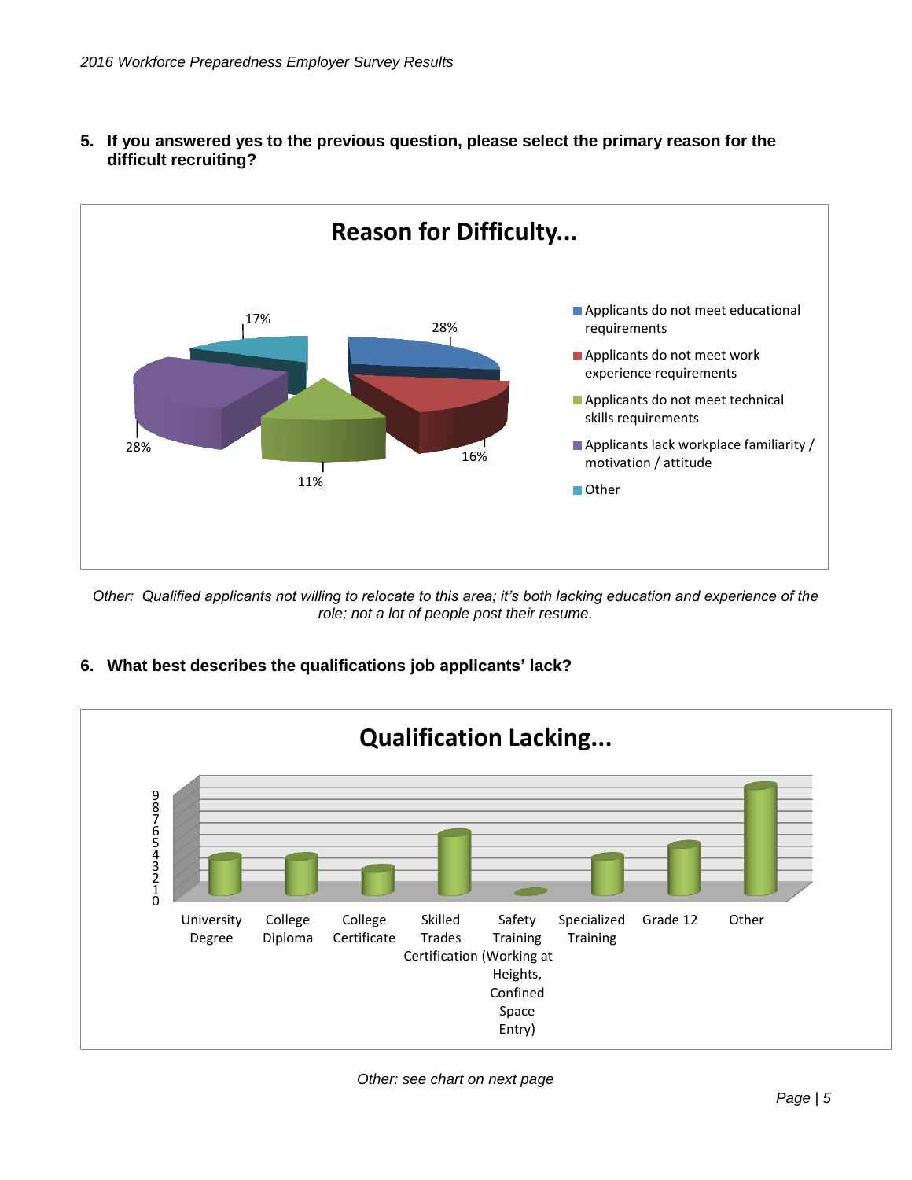**5. If you answered yes to the previous question, please select the primary reason for the difficult recruiting?**

Reason for Difficulty...

17%
28%
28%
11%
16%

- Applicants do not meet educational requirements
- Applicants do not meet work experience requirements
- Applicants do not meet technical skills requirements
- Applicants lack workplace familiarity / motivation / attitude
- Other

*Other: Qualified applicants not willing to relocate to this area; it's both lacking education and experience of the role; not a lot of people post their resume.*

**6. What best describes the qualifications job applicants' lack?**

Qualification Lacking...

9
8
7
6
5
4
3
2
1
0

University Degree
College Diploma
College Certificate
Skilled Trades Certification
Safety Training (Working at Heights, Confined Space Entry)
Specialized Training
Grade 12
Other

*Other: see chart on next page*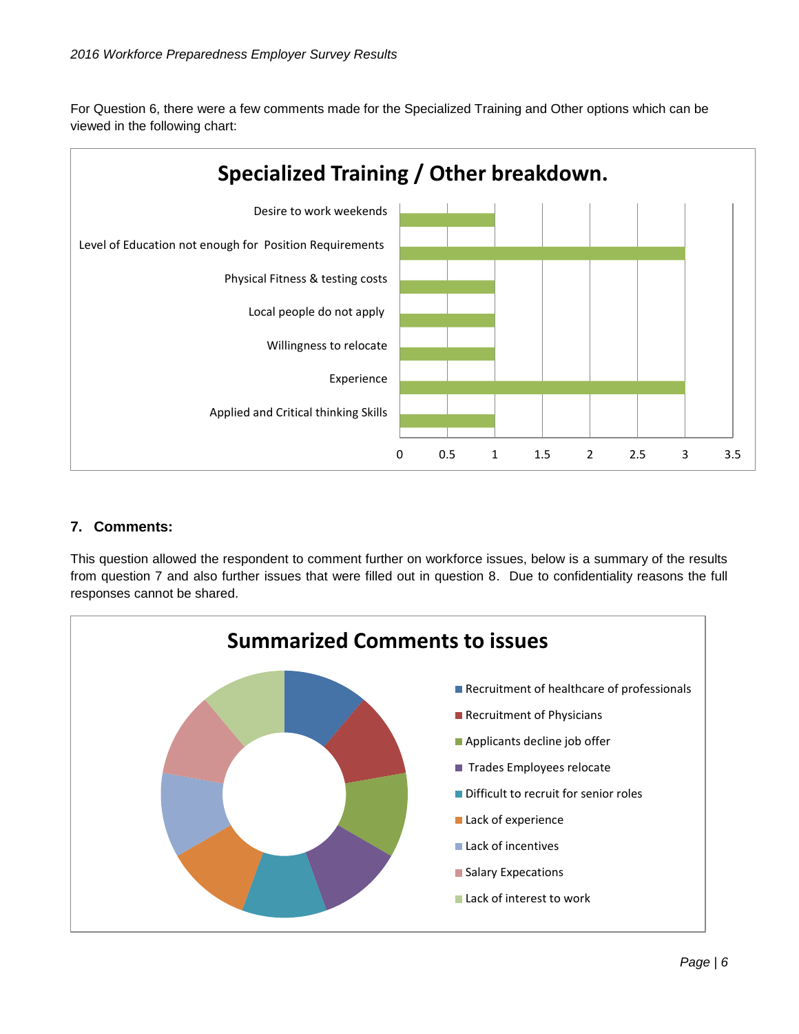For Question 6, there were a few comments made for the Specialized Training and Other options which can be viewed in the following chart:

**Specialized Training / Other breakdown.**

Desire to work weekends

Level of Education not enough for Position Requirements

Physical Fitness & testing costs

Local people do not apply

Willingness to relocate

Experience

Applied and Critical thinking Skills

0 0.5 1 1.5 2 2.5 3 3.5

### 7. Comments:

This question allowed the respondent to comment further on workforce issues, below is a summary of the results from question 7 and also further issues that were filled out in question 8. Due to confidentiality reasons the full responses cannot be shared.

**Summarized Comments to issues**

- Recruitment of healthcare of professionals
- Recruitment of Physicians
- Applicants decline job offer
- Trades Employees relocate
- Difficult to recruit for senior roles
- Lack of experience
- Lack of incentives
- Salary Expecations
- Lack of interest to work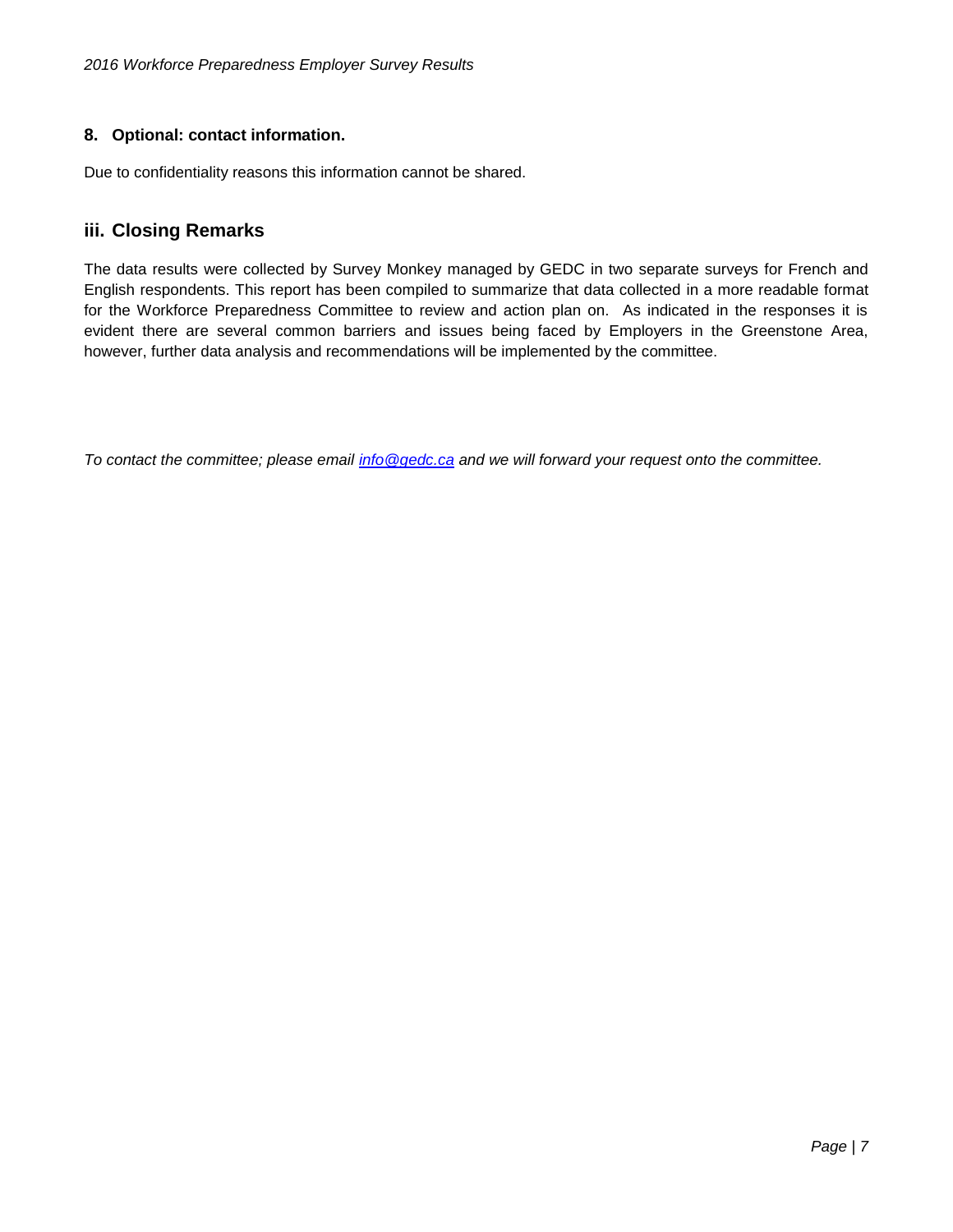### 8. Optional: contact information.

Due to confidentiality reasons this information cannot be shared.

## iii. Closing Remarks

The data results were collected by Survey Monkey managed by GEDC in two separate surveys for French and English respondents. This report has been compiled to summarize that data collected in a more readable format for the Workforce Preparedness Committee to review and action plan on. As indicated in the responses it is evident there are several common barriers and issues being faced by Employers in the Greenstone Area, however, further data analysis and recommendations will be implemented by the committee.

*To contact the committee; please email [info@gedc.ca](mailto:info@gedc.ca) and we will forward your request onto the committee.*